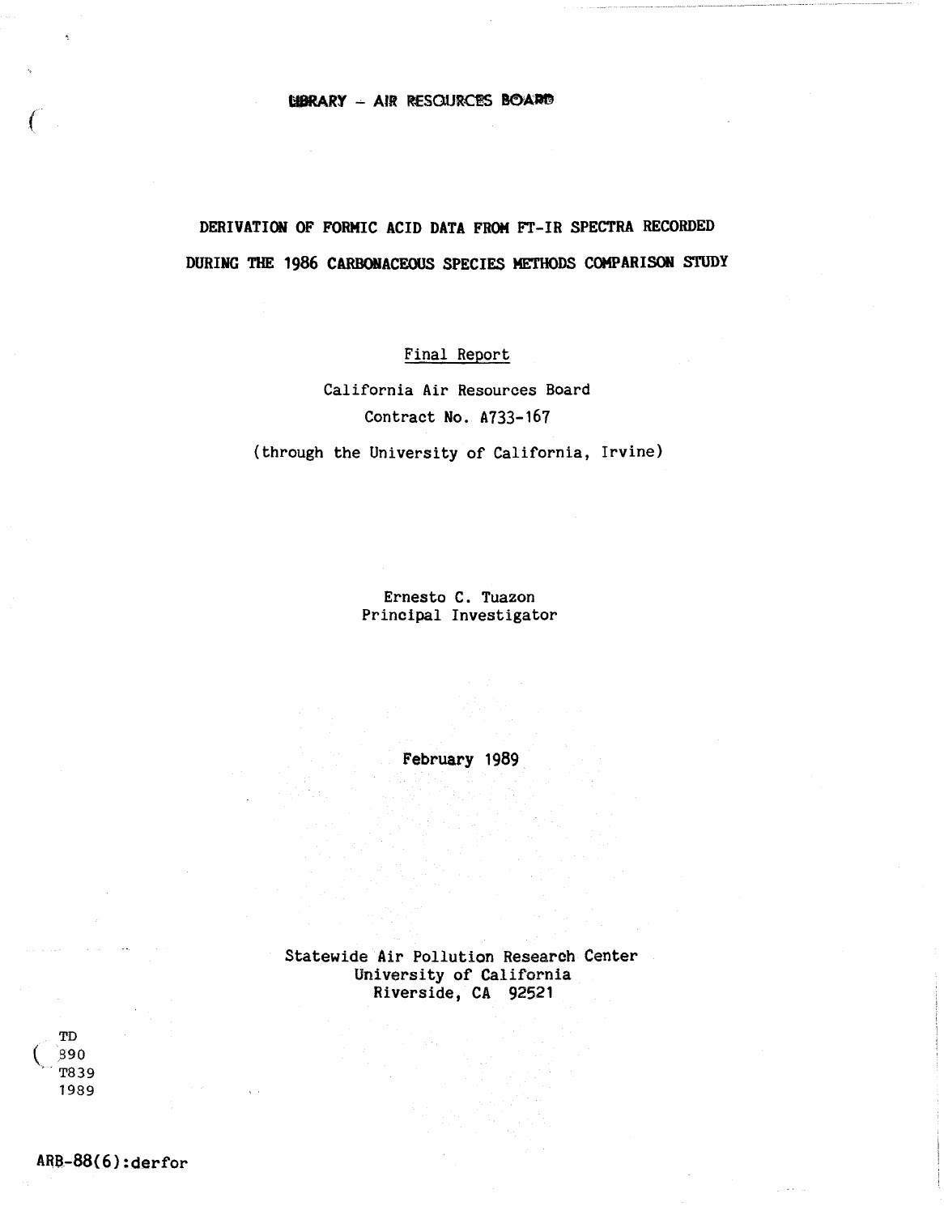LIBRARY – AIR RESOURCES BOARD

# DERIVATION OF FORMIC ACID DATA FROM FT-IR SPECTRA RECORDED DURING THE 1986 CARBONACEOUS SPECIES METHODS COMPARISON STUDY

Final Report

California Air Resources Board
Contract No. A733-167

(through the University of California, Irvine)

Ernesto C. Tuazon
Principal Investigator

February 1989

Statewide Air Pollution Research Center
University of California
Riverside, CA 92521

TD
890
T839
1989

ARB-88(6):derfor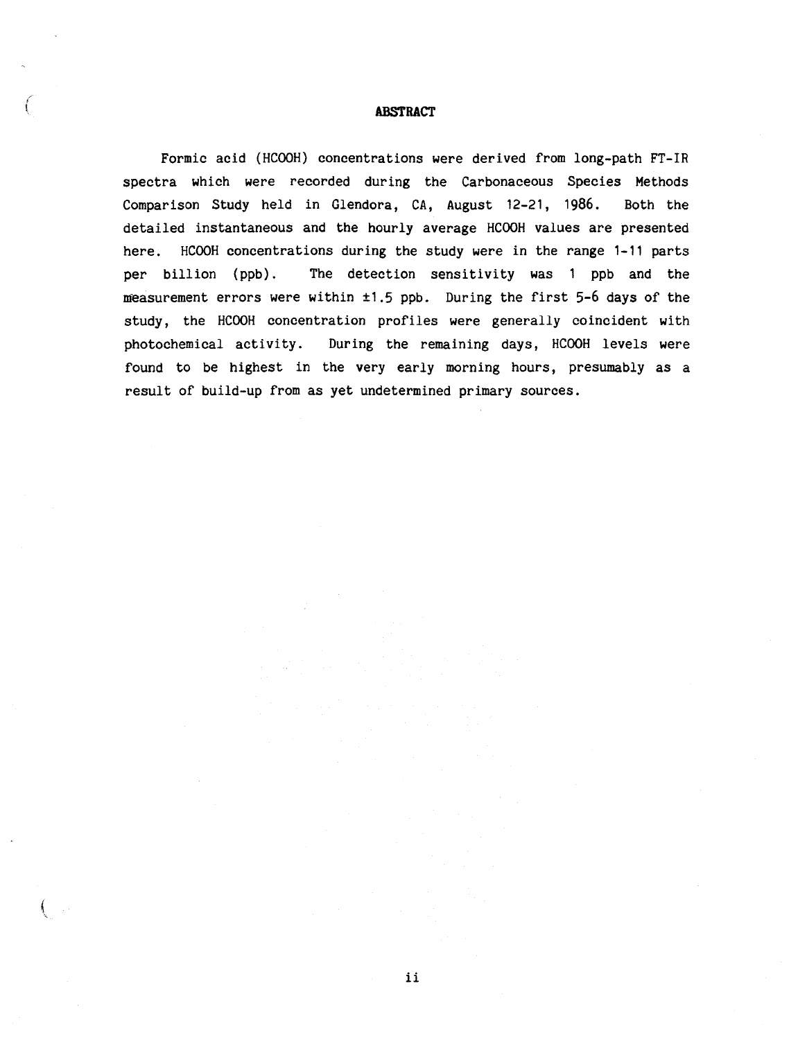## ABSTRACT

Formic acid (HCOOH) concentrations were derived from long-path FT-IR spectra which were recorded during the Carbonaceous Species Methods Comparison Study held in Glendora, CA, August 12-21, 1986. Both the detailed instantaneous and the hourly average HCOOH values are presented here. HCOOH concentrations during the study were in the range 1-11 parts per billion (ppb). The detection sensitivity was 1 ppb and the measurement errors were within ±1.5 ppb. During the first 5-6 days of the study, the HCOOH concentration profiles were generally coincident with photochemical activity. During the remaining days, HCOOH levels were found to be highest in the very early morning hours, presumably as a result of build-up from as yet undetermined primary sources.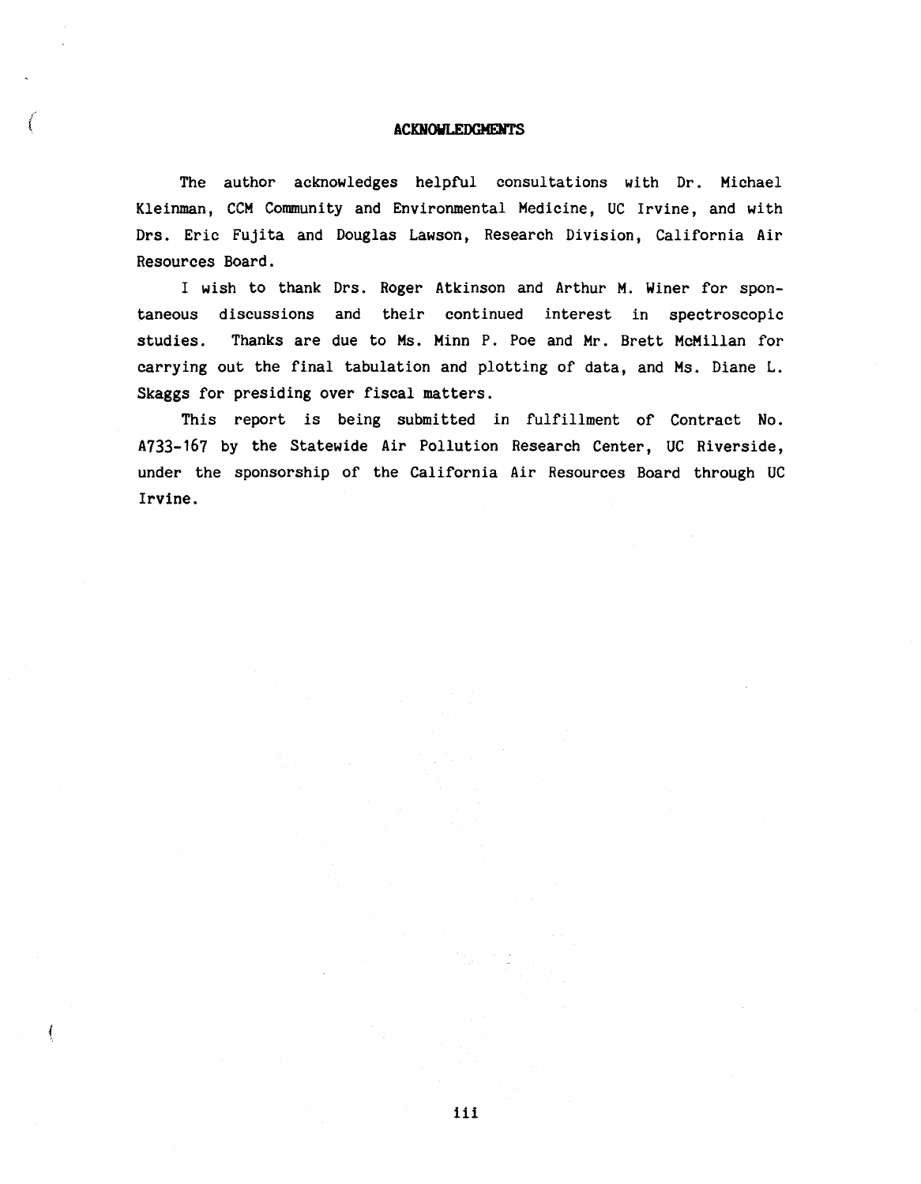## ACKNOWLEDGMENTS

The author acknowledges helpful consultations with Dr. Michael Kleinman, CCM Community and Environmental Medicine, UC Irvine, and with Drs. Eric Fujita and Douglas Lawson, Research Division, California Air Resources Board.

I wish to thank Drs. Roger Atkinson and Arthur M. Winer for spontaneous discussions and their continued interest in spectroscopic studies. Thanks are due to Ms. Minn P. Poe and Mr. Brett McMillan for carrying out the final tabulation and plotting of data, and Ms. Diane L. Skaggs for presiding over fiscal matters.

This report is being submitted in fulfillment of Contract No. A733-167 by the Statewide Air Pollution Research Center, UC Riverside, under the sponsorship of the California Air Resources Board through UC Irvine.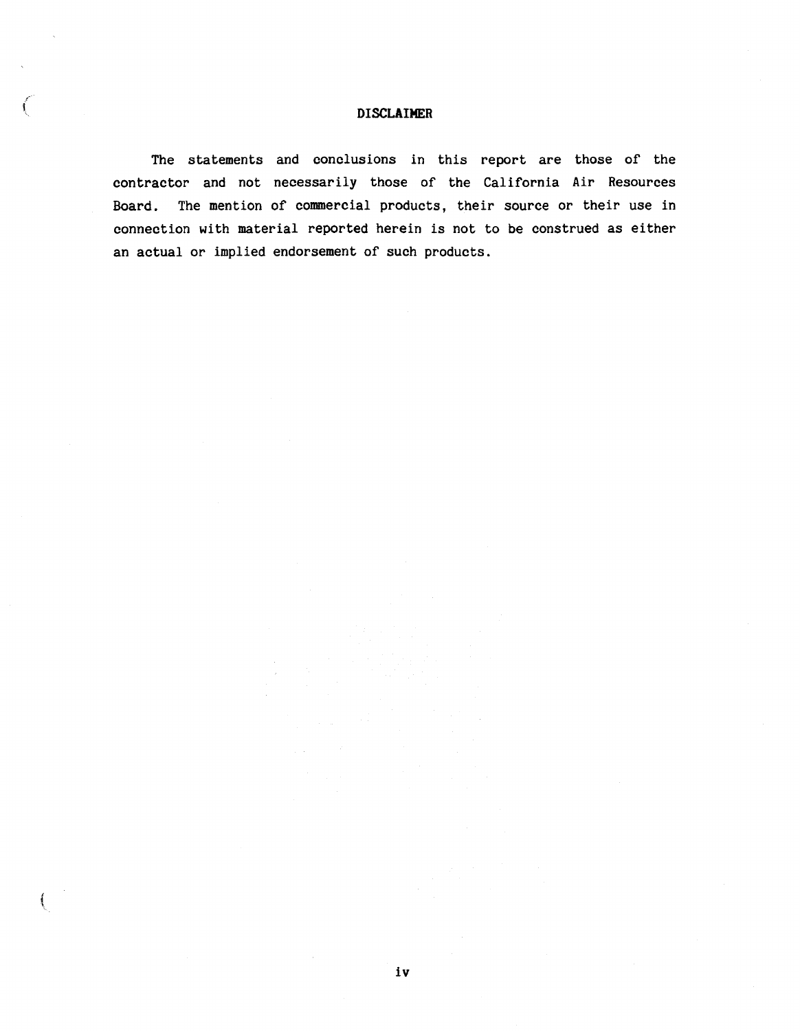## DISCLAIMER

The statements and conclusions in this report are those of the contractor and not necessarily those of the California Air Resources Board. The mention of commercial products, their source or their use in connection with material reported herein is not to be construed as either an actual or implied endorsement of such products.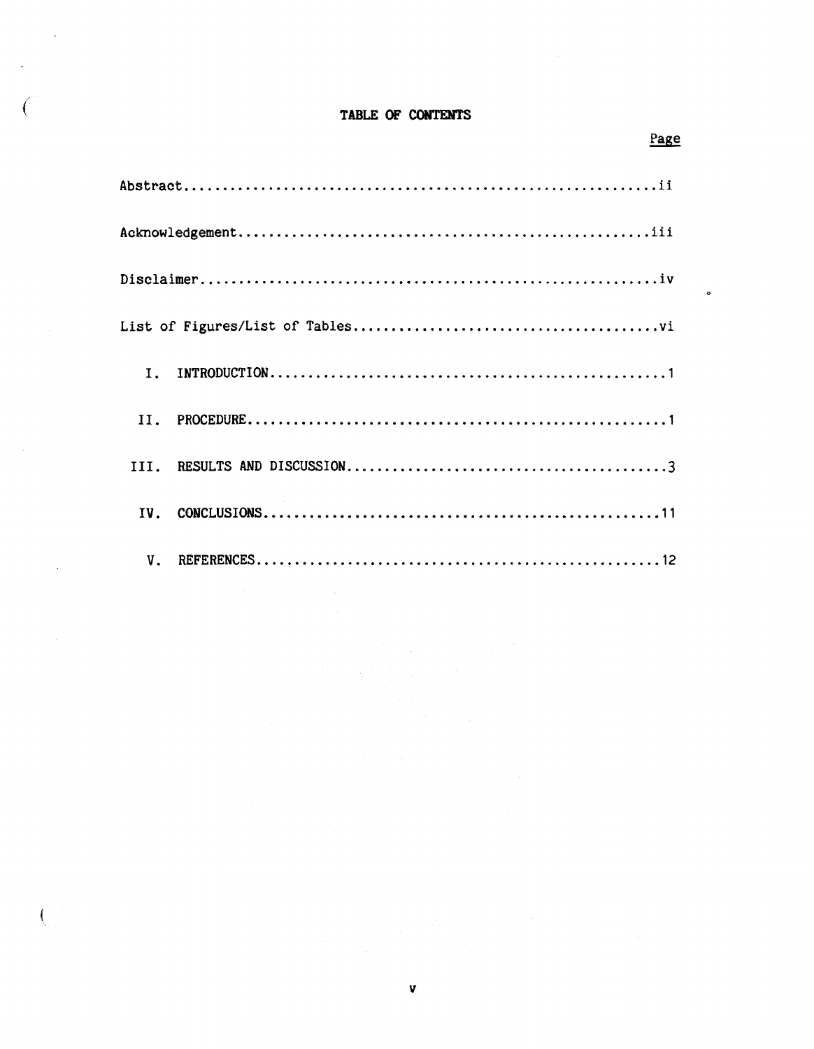# TABLE OF CONTENTS

| | Page |
|---|---|
| Abstract | ii |
| Acknowledgement | iii |
| Disclaimer | iv |
| List of Figures/List of Tables | vi |
| I. INTRODUCTION | 1 |
| II. PROCEDURE | 1 |
| III. RESULTS AND DISCUSSION | 3 |
| IV. CONCLUSIONS | 11 |
| V. REFERENCES | 12 |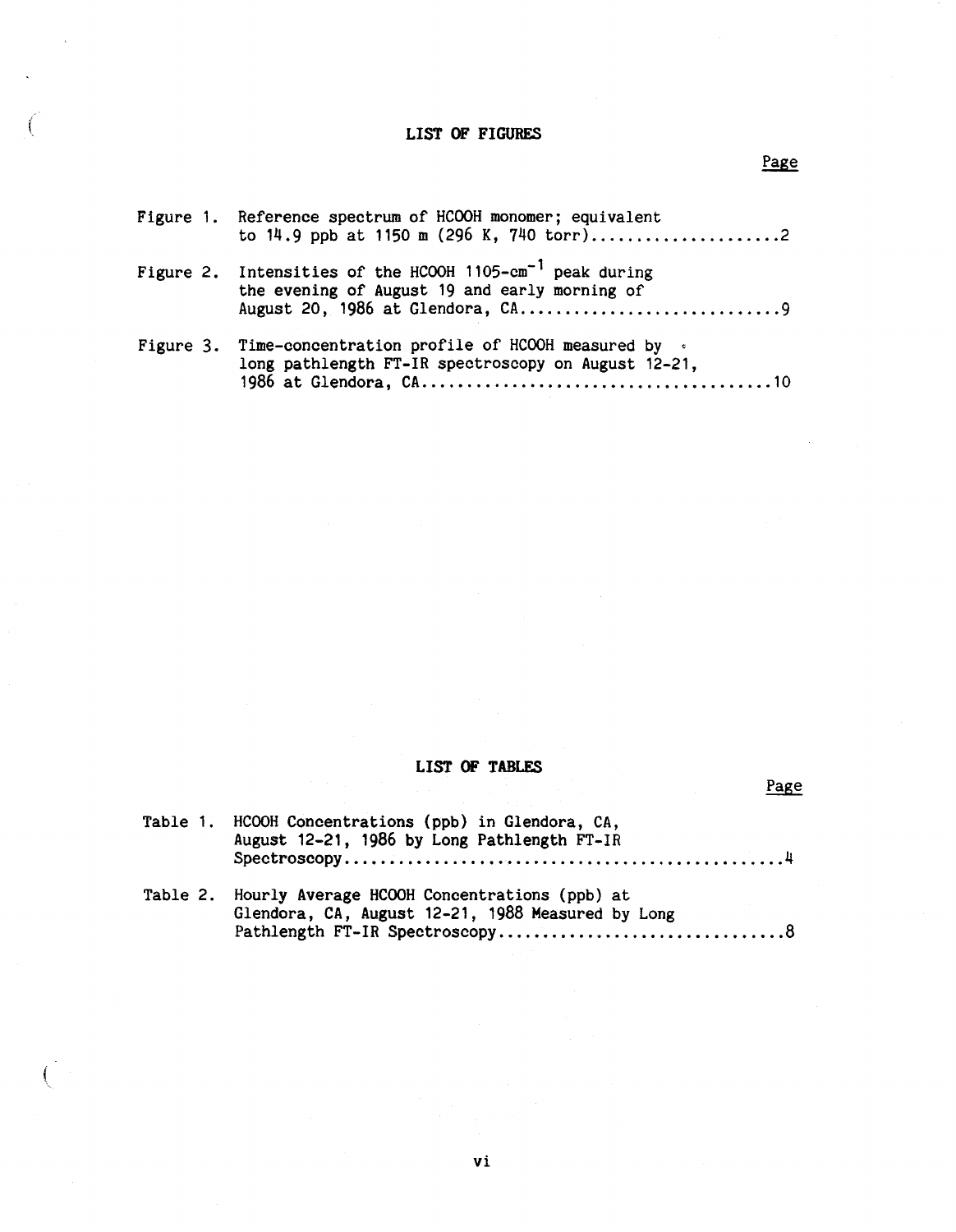# LIST OF FIGURES

| | | Page |
|---|---|---|
| Figure 1. | Reference spectrum of HCOOH monomer; equivalent to 14.9 ppb at 1150 m (296 K, 740 torr) | 2 |
| Figure 2. | Intensities of the HCOOH 1105-$cm^{-1}$ peak during the evening of August 19 and early morning of August 20, 1986 at Glendora, CA | 9 |
| Figure 3. | Time-concentration profile of HCOOH measured by long pathlength FT-IR spectroscopy on August 12-21, 1986 at Glendora, CA | 10 |

# LIST OF TABLES

| | | Page |
|---|---|---|
| Table 1. | HCOOH Concentrations (ppb) in Glendora, CA, August 12-21, 1986 by Long Pathlength FT-IR Spectroscopy | 4 |
| Table 2. | Hourly Average HCOOH Concentrations (ppb) at Glendora, CA, August 12-21, 1988 Measured by Long Pathlength FT-IR Spectroscopy | 8 |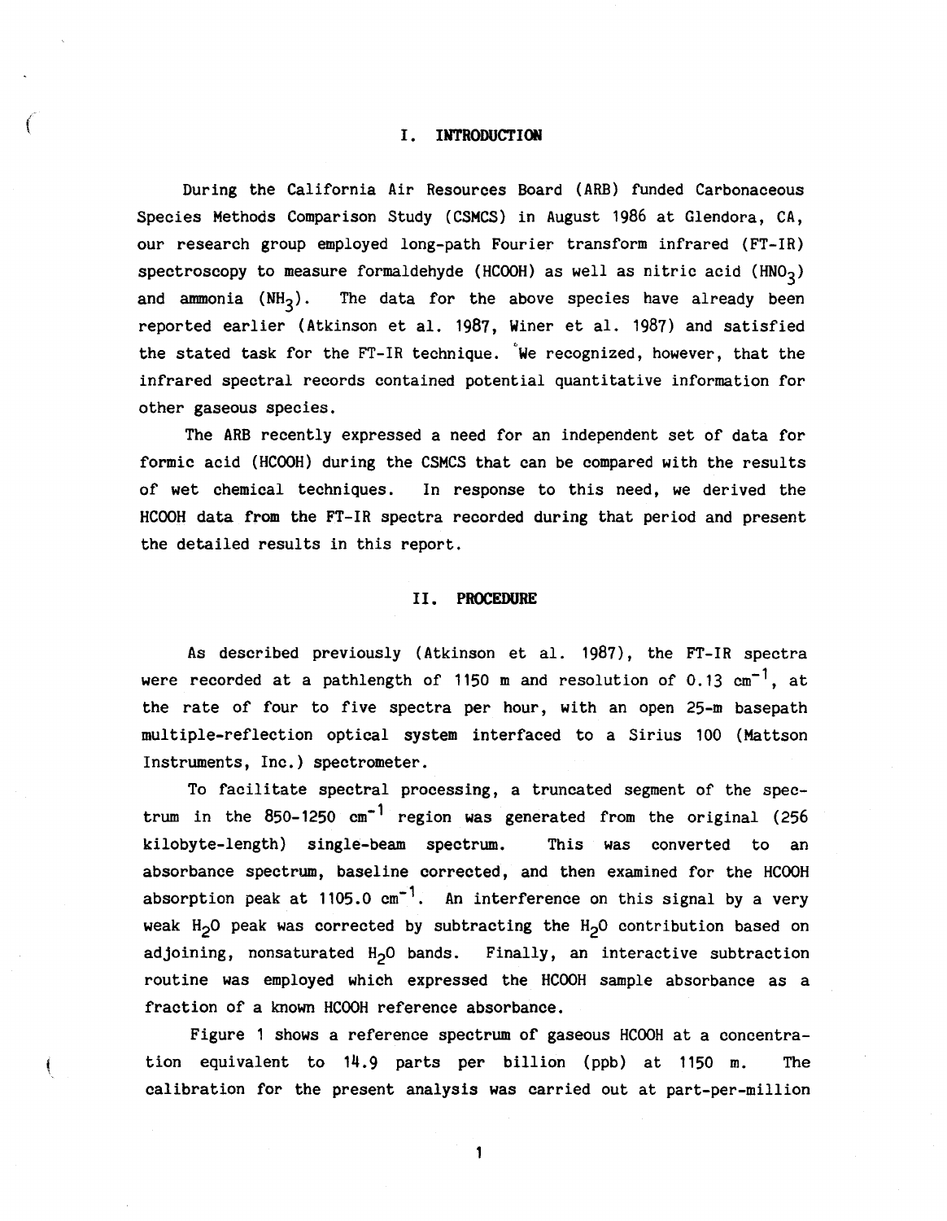# I. INTRODUCTION

During the California Air Resources Board (ARB) funded Carbonaceous Species Methods Comparison Study (CSMCS) in August 1986 at Glendora, CA, our research group employed long-path Fourier transform infrared (FT-IR) spectroscopy to measure formaldehyde (HCOOH) as well as nitric acid ($HNO_3$) and ammonia ($NH_3$). The data for the above species have already been reported earlier (Atkinson et al. 1987, Winer et al. 1987) and satisfied the stated task for the FT-IR technique. We recognized, however, that the infrared spectral records contained potential quantitative information for other gaseous species.

The ARB recently expressed a need for an independent set of data for formic acid (HCOOH) during the CSMCS that can be compared with the results of wet chemical techniques. In response to this need, we derived the HCOOH data from the FT-IR spectra recorded during that period and present the detailed results in this report.

# II. PROCEDURE

As described previously (Atkinson et al. 1987), the FT-IR spectra were recorded at a pathlength of 1150 m and resolution of 0.13 $cm^{-1}$, at the rate of four to five spectra per hour, with an open 25-m basepath multiple-reflection optical system interfaced to a Sirius 100 (Mattson Instruments, Inc.) spectrometer.

To facilitate spectral processing, a truncated segment of the spectrum in the 850-1250 $cm^{-1}$ region was generated from the original (256 kilobyte-length) single-beam spectrum. This was converted to an absorbance spectrum, baseline corrected, and then examined for the HCOOH absorption peak at 1105.0 $cm^{-1}$. An interference on this signal by a very weak $H_2O$ peak was corrected by subtracting the $H_2O$ contribution based on adjoining, nonsaturated $H_2O$ bands. Finally, an interactive subtraction routine was employed which expressed the HCOOH sample absorbance as a fraction of a known HCOOH reference absorbance.

Figure 1 shows a reference spectrum of gaseous HCOOH at a concentration equivalent to 14.9 parts per billion (ppb) at 1150 m. The calibration for the present analysis was carried out at part-per-million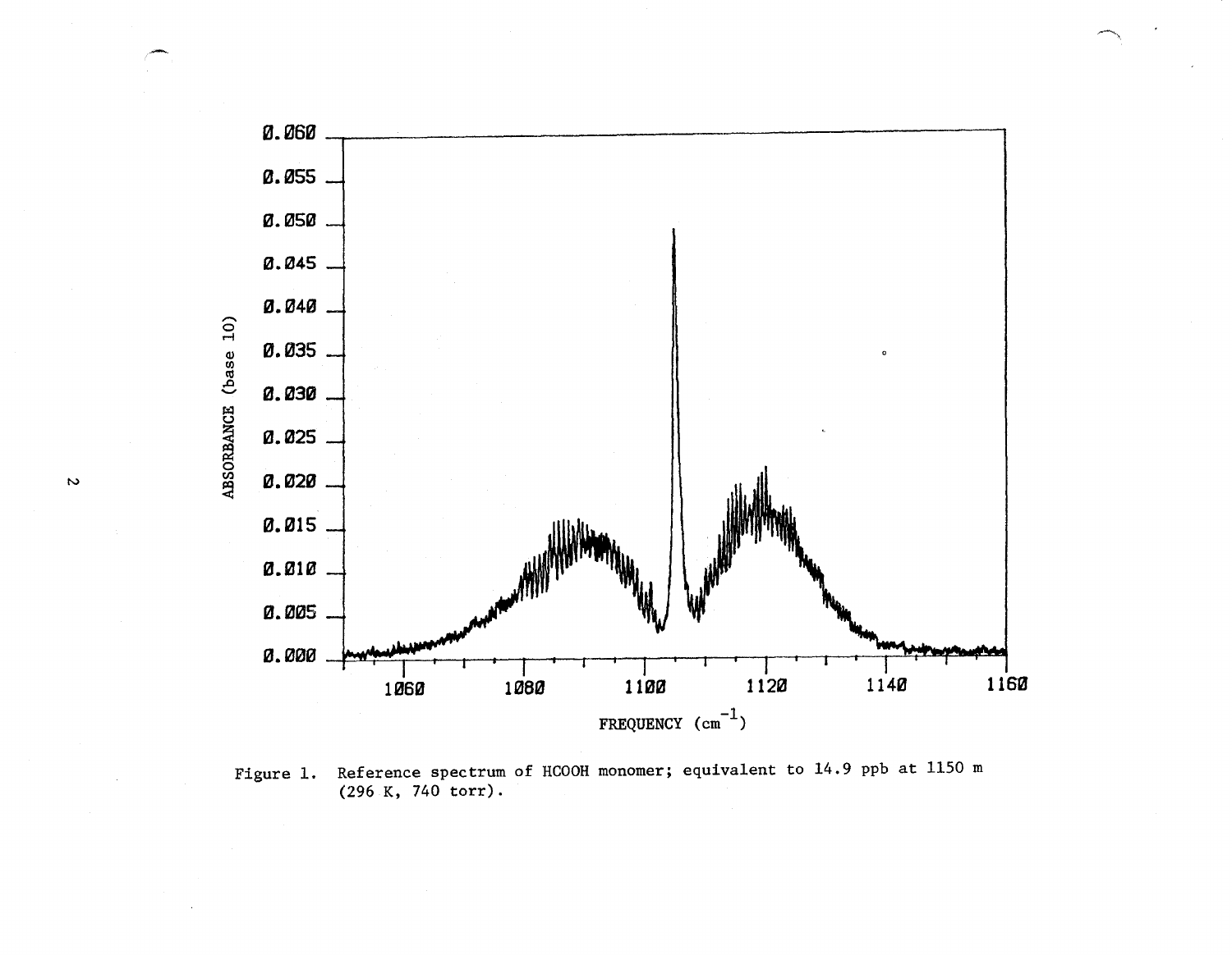Figure 1. Reference spectrum of HCOOH monomer; equivalent to 14.9 ppb at 1150 m (296 K, 740 torr).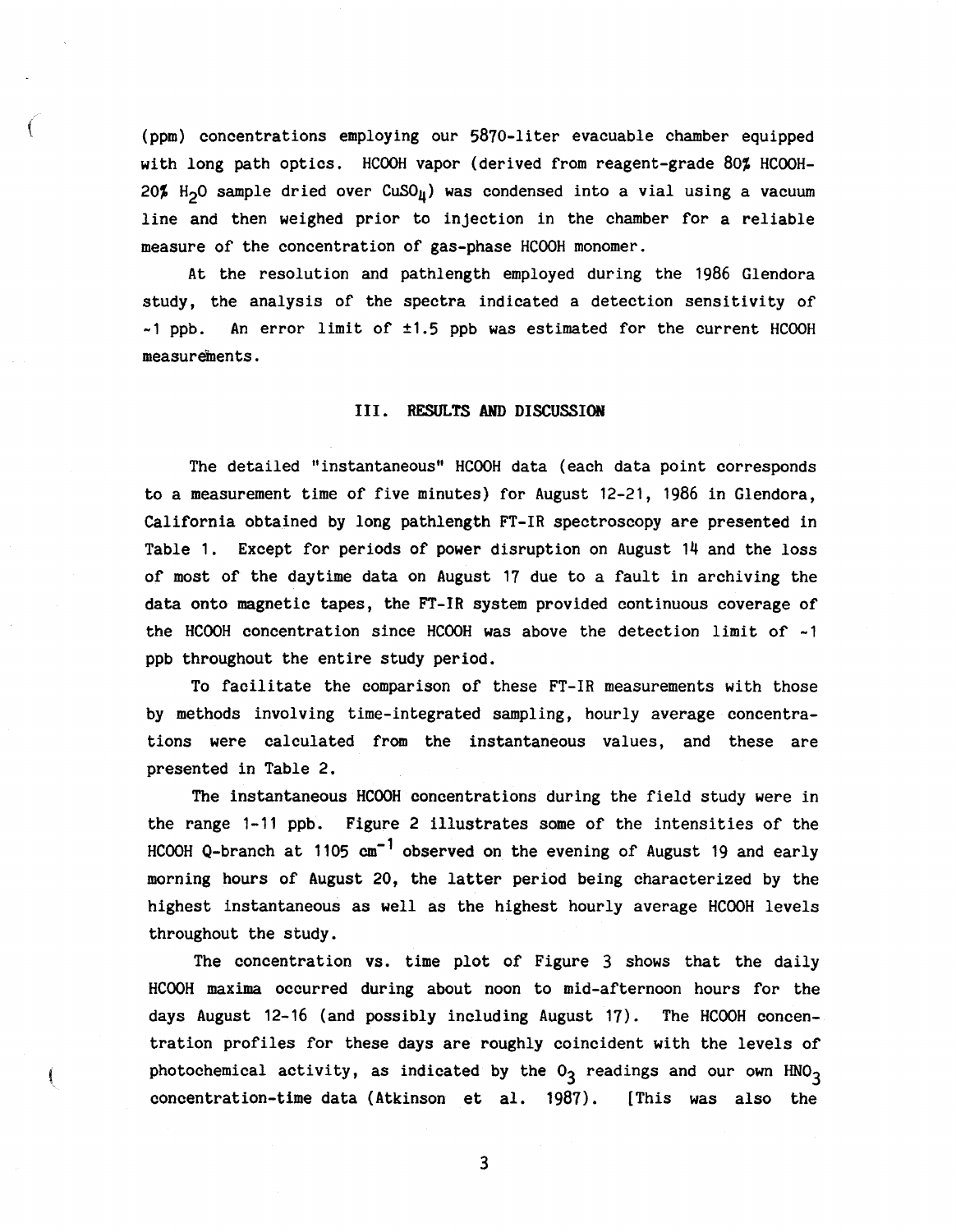(ppm) concentrations employing our 5870-liter evacuable chamber equipped with long path optics. HCOOH vapor (derived from reagent-grade 80% HCOOH-20% $H_2O$ sample dried over $CuSO_4$) was condensed into a vial using a vacuum line and then weighed prior to injection in the chamber for a reliable measure of the concentration of gas-phase HCOOH monomer.

At the resolution and pathlength employed during the 1986 Glendora study, the analysis of the spectra indicated a detection sensitivity of ~1 ppb. An error limit of ±1.5 ppb was estimated for the current HCOOH measurements.

## III. RESULTS AND DISCUSSION

The detailed "instantaneous" HCOOH data (each data point corresponds to a measurement time of five minutes) for August 12-21, 1986 in Glendora, California obtained by long pathlength FT-IR spectroscopy are presented in Table 1. Except for periods of power disruption on August 14 and the loss of most of the daytime data on August 17 due to a fault in archiving the data onto magnetic tapes, the FT-IR system provided continuous coverage of the HCOOH concentration since HCOOH was above the detection limit of ~1 ppb throughout the entire study period.

To facilitate the comparison of these FT-IR measurements with those by methods involving time-integrated sampling, hourly average concentrations were calculated from the instantaneous values, and these are presented in Table 2.

The instantaneous HCOOH concentrations during the field study were in the range 1-11 ppb. Figure 2 illustrates some of the intensities of the HCOOH Q-branch at 1105 $cm^{-1}$ observed on the evening of August 19 and early morning hours of August 20, the latter period being characterized by the highest instantaneous as well as the highest hourly average HCOOH levels throughout the study.

The concentration vs. time plot of Figure 3 shows that the daily HCOOH maxima occurred during about noon to mid-afternoon hours for the days August 12-16 (and possibly including August 17). The HCOOH concentration profiles for these days are roughly coincident with the levels of photochemical activity, as indicated by the $O_3$ readings and our own $HNO_3$ concentration-time data (Atkinson et al. 1987). [This was also the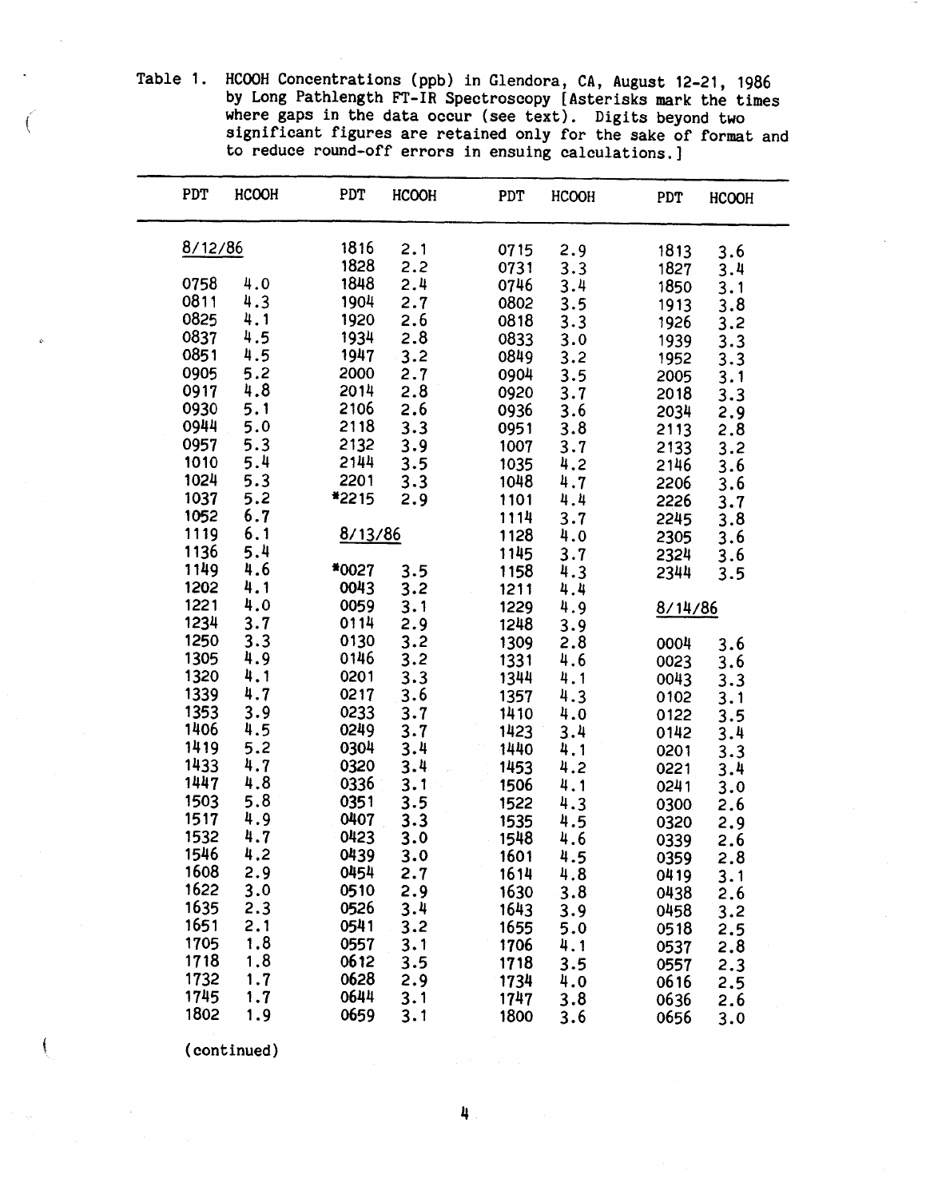Table 1. HCOOH Concentrations (ppb) in Glendora, CA, August 12-21, 1986 by Long Pathlength FT-IR Spectroscopy [Asterisks mark the times where gaps in the data occur (see text). Digits beyond two significant figures are retained only for the sake of format and to reduce round-off errors in ensuing calculations.]

| PDT | HCOOH | PDT | HCOOH | PDT | HCOOH | PDT | HCOOH |
|---|---|---|---|---|---|---|---|
| 8/12/86 | | 1816 | 2.1 | 0715 | 2.9 | 1813 | 3.6 |
| | | 1828 | 2.2 | 0731 | 3.3 | 1827 | 3.4 |
| 0758 | 4.0 | 1848 | 2.4 | 0746 | 3.4 | 1850 | 3.1 |
| 0811 | 4.3 | 1904 | 2.7 | 0802 | 3.5 | 1913 | 3.8 |
| 0825 | 4.1 | 1920 | 2.6 | 0818 | 3.3 | 1926 | 3.2 |
| 0837 | 4.5 | 1934 | 2.8 | 0833 | 3.0 | 1939 | 3.3 |
| 0851 | 4.5 | 1947 | 3.2 | 0849 | 3.2 | 1952 | 3.3 |
| 0905 | 5.2 | 2000 | 2.7 | 0904 | 3.5 | 2005 | 3.1 |
| 0917 | 4.8 | 2014 | 2.8 | 0920 | 3.7 | 2018 | 3.3 |
| 0930 | 5.1 | 2106 | 2.6 | 0936 | 3.6 | 2034 | 2.9 |
| 0944 | 5.0 | 2118 | 3.3 | 0951 | 3.8 | 2113 | 2.8 |
| 0957 | 5.3 | 2132 | 3.9 | 1007 | 3.7 | 2133 | 3.2 |
| 1010 | 5.4 | 2144 | 3.5 | 1035 | 4.2 | 2146 | 3.6 |
| 1024 | 5.3 | 2201 | 3.3 | 1048 | 4.7 | 2206 | 3.6 |
| 1037 | 5.2 | *2215 | 2.9 | 1101 | 4.4 | 2226 | 3.7 |
| 1052 | 6.7 | | | 1114 | 3.7 | 2245 | 3.8 |
| 1119 | 6.1 | 8/13/86 | | 1128 | 4.0 | 2305 | 3.6 |
| 1136 | 5.4 | | | 1145 | 3.7 | 2324 | 3.6 |
| 1149 | 4.6 | *0027 | 3.5 | 1158 | 4.3 | 2344 | 3.5 |
| 1202 | 4.1 | 0043 | 3.2 | 1211 | 4.4 | | |
| 1221 | 4.0 | 0059 | 3.1 | 1229 | 4.9 | 8/14/86 | |
| 1234 | 3.7 | 0114 | 2.9 | 1248 | 3.9 | | |
| 1250 | 3.3 | 0130 | 3.2 | 1309 | 2.8 | 0004 | 3.6 |
| 1305 | 4.9 | 0146 | 3.2 | 1331 | 4.6 | 0023 | 3.6 |
| 1320 | 4.1 | 0201 | 3.3 | 1344 | 4.1 | 0043 | 3.3 |
| 1339 | 4.7 | 0217 | 3.6 | 1357 | 4.3 | 0102 | 3.1 |
| 1353 | 3.9 | 0233 | 3.7 | 1410 | 4.0 | 0122 | 3.5 |
| 1406 | 4.5 | 0249 | 3.7 | 1423 | 3.4 | 0142 | 3.4 |
| 1419 | 5.2 | 0304 | 3.4 | 1440 | 4.1 | 0201 | 3.3 |
| 1433 | 4.7 | 0320 | 3.4 | 1453 | 4.2 | 0221 | 3.4 |
| 1447 | 4.8 | 0336 | 3.1 | 1506 | 4.1 | 0241 | 3.0 |
| 1503 | 5.8 | 0351 | 3.5 | 1522 | 4.3 | 0300 | 2.6 |
| 1517 | 4.9 | 0407 | 3.3 | 1535 | 4.5 | 0320 | 2.9 |
| 1532 | 4.7 | 0423 | 3.0 | 1548 | 4.6 | 0339 | 2.6 |
| 1546 | 4.2 | 0439 | 3.0 | 1601 | 4.5 | 0359 | 2.8 |
| 1608 | 2.9 | 0454 | 2.7 | 1614 | 4.8 | 0419 | 3.1 |
| 1622 | 3.0 | 0510 | 2.9 | 1630 | 3.8 | 0438 | 2.6 |
| 1635 | 2.3 | 0526 | 3.4 | 1643 | 3.9 | 0458 | 3.2 |
| 1651 | 2.1 | 0541 | 3.2 | 1655 | 5.0 | 0518 | 2.5 |
| 1705 | 1.8 | 0557 | 3.1 | 1706 | 4.1 | 0537 | 2.8 |
| 1718 | 1.8 | 0612 | 3.5 | 1718 | 3.5 | 0557 | 2.3 |
| 1732 | 1.7 | 0628 | 2.9 | 1734 | 4.0 | 0616 | 2.5 |
| 1745 | 1.7 | 0644 | 3.1 | 1747 | 3.8 | 0636 | 2.6 |
| 1802 | 1.9 | 0659 | 3.1 | 1800 | 3.6 | 0656 | 3.0 |

(continued)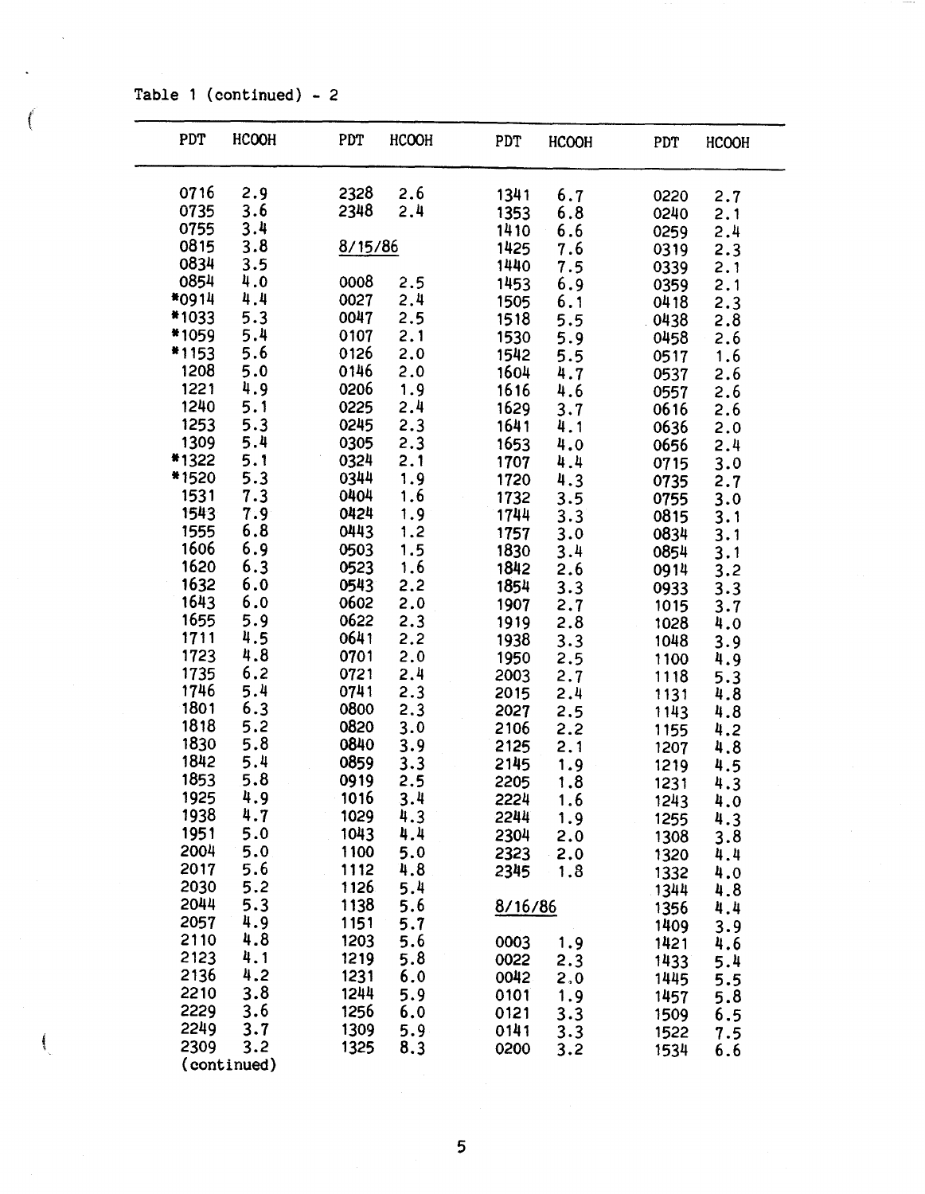Table 1 (continued) - 2

| PDT | HCOOH | PDT | HCOOH | PDT | HCOOH | PDT | HCOOH |
|---|---|---|---|---|---|---|---|
| 0716 | 2.9 | 2328 | 2.6 | 1341 | 6.7 | 0220 | 2.7 |
| 0735 | 3.6 | 2348 | 2.4 | 1353 | 6.8 | 0240 | 2.1 |
| 0755 | 3.4 | | | 1410 | 6.6 | 0259 | 2.4 |
| 0815 | 3.8 | 8/15/86 | | 1425 | 7.6 | 0319 | 2.3 |
| 0834 | 3.5 | | | 1440 | 7.5 | 0339 | 2.1 |
| 0854 | 4.0 | 0008 | 2.5 | 1453 | 6.9 | 0359 | 2.1 |
| *0914 | 4.4 | 0027 | 2.4 | 1505 | 6.1 | 0418 | 2.3 |
| *1033 | 5.3 | 0047 | 2.5 | 1518 | 5.5 | 0438 | 2.8 |
| *1059 | 5.4 | 0107 | 2.1 | 1530 | 5.9 | 0458 | 2.6 |
| *1153 | 5.6 | 0126 | 2.0 | 1542 | 5.5 | 0517 | 1.6 |
| 1208 | 5.0 | 0146 | 2.0 | 1604 | 4.7 | 0537 | 2.6 |
| 1221 | 4.9 | 0206 | 1.9 | 1616 | 4.6 | 0557 | 2.6 |
| 1240 | 5.1 | 0225 | 2.4 | 1629 | 3.7 | 0616 | 2.6 |
| 1253 | 5.3 | 0245 | 2.3 | 1641 | 4.1 | 0636 | 2.0 |
| 1309 | 5.4 | 0305 | 2.3 | 1653 | 4.0 | 0656 | 2.4 |
| *1322 | 5.1 | 0324 | 2.1 | 1707 | 4.4 | 0715 | 3.0 |
| *1520 | 5.3 | 0344 | 1.9 | 1720 | 4.3 | 0735 | 2.7 |
| 1531 | 7.3 | 0404 | 1.6 | 1732 | 3.5 | 0755 | 3.0 |
| 1543 | 7.9 | 0424 | 1.9 | 1744 | 3.3 | 0815 | 3.1 |
| 1555 | 6.8 | 0443 | 1.2 | 1757 | 3.0 | 0834 | 3.1 |
| 1606 | 6.9 | 0503 | 1.5 | 1830 | 3.4 | 0854 | 3.1 |
| 1620 | 6.3 | 0523 | 1.6 | 1842 | 2.6 | 0914 | 3.2 |
| 1632 | 6.0 | 0543 | 2.2 | 1854 | 3.3 | 0933 | 3.3 |
| 1643 | 6.0 | 0602 | 2.0 | 1907 | 2.7 | 1015 | 3.7 |
| 1655 | 5.9 | 0622 | 2.3 | 1919 | 2.8 | 1028 | 4.0 |
| 1711 | 4.5 | 0641 | 2.2 | 1938 | 3.3 | 1048 | 3.9 |
| 1723 | 4.8 | 0701 | 2.0 | 1950 | 2.5 | 1100 | 4.9 |
| 1735 | 6.2 | 0721 | 2.4 | 2003 | 2.7 | 1118 | 5.3 |
| 1746 | 5.4 | 0741 | 2.3 | 2015 | 2.4 | 1131 | 4.8 |
| 1801 | 6.3 | 0800 | 2.3 | 2027 | 2.5 | 1143 | 4.8 |
| 1818 | 5.2 | 0820 | 3.0 | 2106 | 2.2 | 1155 | 4.2 |
| 1830 | 5.8 | 0840 | 3.9 | 2125 | 2.1 | 1207 | 4.8 |
| 1842 | 5.4 | 0859 | 3.3 | 2145 | 1.9 | 1219 | 4.5 |
| 1853 | 5.8 | 0919 | 2.5 | 2205 | 1.8 | 1231 | 4.3 |
| 1925 | 4.9 | 1016 | 3.4 | 2224 | 1.6 | 1243 | 4.0 |
| 1938 | 4.7 | 1029 | 4.3 | 2244 | 1.9 | 1255 | 4.3 |
| 1951 | 5.0 | 1043 | 4.4 | 2304 | 2.0 | 1308 | 3.8 |
| 2004 | 5.0 | 1100 | 5.0 | 2323 | 2.0 | 1320 | 4.4 |
| 2017 | 5.6 | 1112 | 4.8 | 2345 | 1.8 | 1332 | 4.0 |
| 2030 | 5.2 | 1126 | 5.4 | | | 1344 | 4.8 |
| 2044 | 5.3 | 1138 | 5.6 | 8/16/86 | | 1356 | 4.4 |
| 2057 | 4.9 | 1151 | 5.7 | | | 1409 | 3.9 |
| 2110 | 4.8 | 1203 | 5.6 | 0003 | 1.9 | 1421 | 4.6 |
| 2123 | 4.1 | 1219 | 5.8 | 0022 | 2.3 | 1433 | 5.4 |
| 2136 | 4.2 | 1231 | 6.0 | 0042 | 2.0 | 1445 | 5.5 |
| 2210 | 3.8 | 1244 | 5.9 | 0101 | 1.9 | 1457 | 5.8 |
| 2229 | 3.6 | 1256 | 6.0 | 0121 | 3.3 | 1509 | 6.5 |
| 2249 | 3.7 | 1309 | 5.9 | 0141 | 3.3 | 1522 | 7.5 |
| 2309 | 3.2 | 1325 | 8.3 | 0200 | 3.2 | 1534 | 6.6 |
| (continued) | | | | | | | |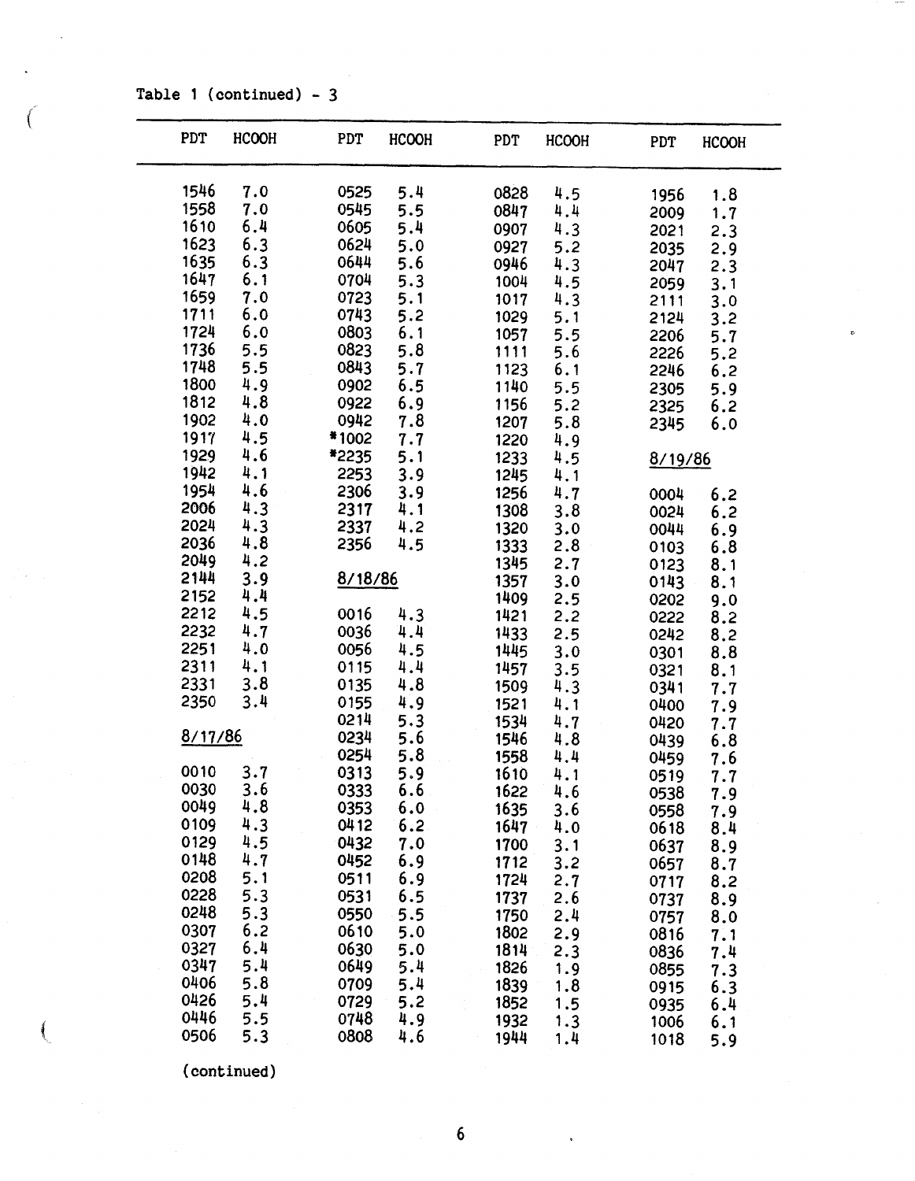Table 1 (continued) - 3

| PDT | HCOOH | PDT | HCOOH | PDT | HCOOH | PDT | HCOOH |
|---|---|---|---|---|---|---|---|
| 1546 | 7.0 | 0525 | 5.4 | 0828 | 4.5 | 1956 | 1.8 |
| 1558 | 7.0 | 0545 | 5.5 | 0847 | 4.4 | 2009 | 1.7 |
| 1610 | 6.4 | 0605 | 5.4 | 0907 | 4.3 | 2021 | 2.3 |
| 1623 | 6.3 | 0624 | 5.0 | 0927 | 5.2 | 2035 | 2.9 |
| 1635 | 6.3 | 0644 | 5.6 | 0946 | 4.3 | 2047 | 2.3 |
| 1647 | 6.1 | 0704 | 5.3 | 1004 | 4.5 | 2059 | 3.1 |
| 1659 | 7.0 | 0723 | 5.1 | 1017 | 4.3 | 2111 | 3.0 |
| 1711 | 6.0 | 0743 | 5.2 | 1029 | 5.1 | 2124 | 3.2 |
| 1724 | 6.0 | 0803 | 6.1 | 1057 | 5.5 | 2206 | 5.7 |
| 1736 | 5.5 | 0823 | 5.8 | 1111 | 5.6 | 2226 | 5.2 |
| 1748 | 5.5 | 0843 | 5.7 | 1123 | 6.1 | 2246 | 6.2 |
| 1800 | 4.9 | 0902 | 6.5 | 1140 | 5.5 | 2305 | 5.9 |
| 1812 | 4.8 | 0922 | 6.9 | 1156 | 5.2 | 2325 | 6.2 |
| 1902 | 4.0 | 0942 | 7.8 | 1207 | 5.8 | 2345 | 6.0 |
| 1917 | 4.5 | *1002 | 7.7 | 1220 | 4.9 | | |
| 1929 | 4.6 | *2235 | 5.1 | 1233 | 4.5 | 8/19/86 | |
| 1942 | 4.1 | 2253 | 3.9 | 1245 | 4.1 | | |
| 1954 | 4.6 | 2306 | 3.9 | 1256 | 4.7 | 0004 | 6.2 |
| 2006 | 4.3 | 2317 | 4.1 | 1308 | 3.8 | 0024 | 6.2 |
| 2024 | 4.3 | 2337 | 4.2 | 1320 | 3.0 | 0044 | 6.9 |
| 2036 | 4.8 | 2356 | 4.5 | 1333 | 2.8 | 0103 | 6.8 |
| 2049 | 4.2 | | | 1345 | 2.7 | 0123 | 8.1 |
| 2144 | 3.9 | 8/18/86 | | 1357 | 3.0 | 0143 | 8.1 |
| 2152 | 4.4 | | | 1409 | 2.5 | 0202 | 9.0 |
| 2212 | 4.5 | 0016 | 4.3 | 1421 | 2.2 | 0222 | 8.2 |
| 2232 | 4.7 | 0036 | 4.4 | 1433 | 2.5 | 0242 | 8.2 |
| 2251 | 4.0 | 0056 | 4.5 | 1445 | 3.0 | 0301 | 8.8 |
| 2311 | 4.1 | 0115 | 4.4 | 1457 | 3.5 | 0321 | 8.1 |
| 2331 | 3.8 | 0135 | 4.8 | 1509 | 4.3 | 0341 | 7.7 |
| 2350 | 3.4 | 0155 | 4.9 | 1521 | 4.1 | 0400 | 7.9 |
| | | 0214 | 5.3 | 1534 | 4.7 | 0420 | 7.7 |
| 8/17/86 | | 0234 | 5.6 | 1546 | 4.8 | 0439 | 6.8 |
| | | 0254 | 5.8 | 1558 | 4.4 | 0459 | 7.6 |
| 0010 | 3.7 | 0313 | 5.9 | 1610 | 4.1 | 0519 | 7.7 |
| 0030 | 3.6 | 0333 | 6.6 | 1622 | 4.6 | 0538 | 7.9 |
| 0049 | 4.8 | 0353 | 6.0 | 1635 | 3.6 | 0558 | 7.9 |
| 0109 | 4.3 | 0412 | 6.2 | 1647 | 4.0 | 0618 | 8.4 |
| 0129 | 4.5 | 0432 | 7.0 | 1700 | 3.1 | 0637 | 8.9 |
| 0148 | 4.7 | 0452 | 6.9 | 1712 | 3.2 | 0657 | 8.7 |
| 0208 | 5.1 | 0511 | 6.9 | 1724 | 2.7 | 0717 | 8.2 |
| 0228 | 5.3 | 0531 | 6.5 | 1737 | 2.6 | 0737 | 8.9 |
| 0248 | 5.3 | 0550 | 5.5 | 1750 | 2.4 | 0757 | 8.0 |
| 0307 | 6.2 | 0610 | 5.0 | 1802 | 2.9 | 0816 | 7.1 |
| 0327 | 6.4 | 0630 | 5.0 | 1814 | 2.3 | 0836 | 7.4 |
| 0347 | 5.4 | 0649 | 5.4 | 1826 | 1.9 | 0855 | 7.3 |
| 0406 | 5.8 | 0709 | 5.4 | 1839 | 1.8 | 0915 | 6.3 |
| 0426 | 5.4 | 0729 | 5.2 | 1852 | 1.5 | 0935 | 6.4 |
| 0446 | 5.5 | 0748 | 4.9 | 1932 | 1.3 | 1006 | 6.1 |
| 0506 | 5.3 | 0808 | 4.6 | 1944 | 1.4 | 1018 | 5.9 |

(continued)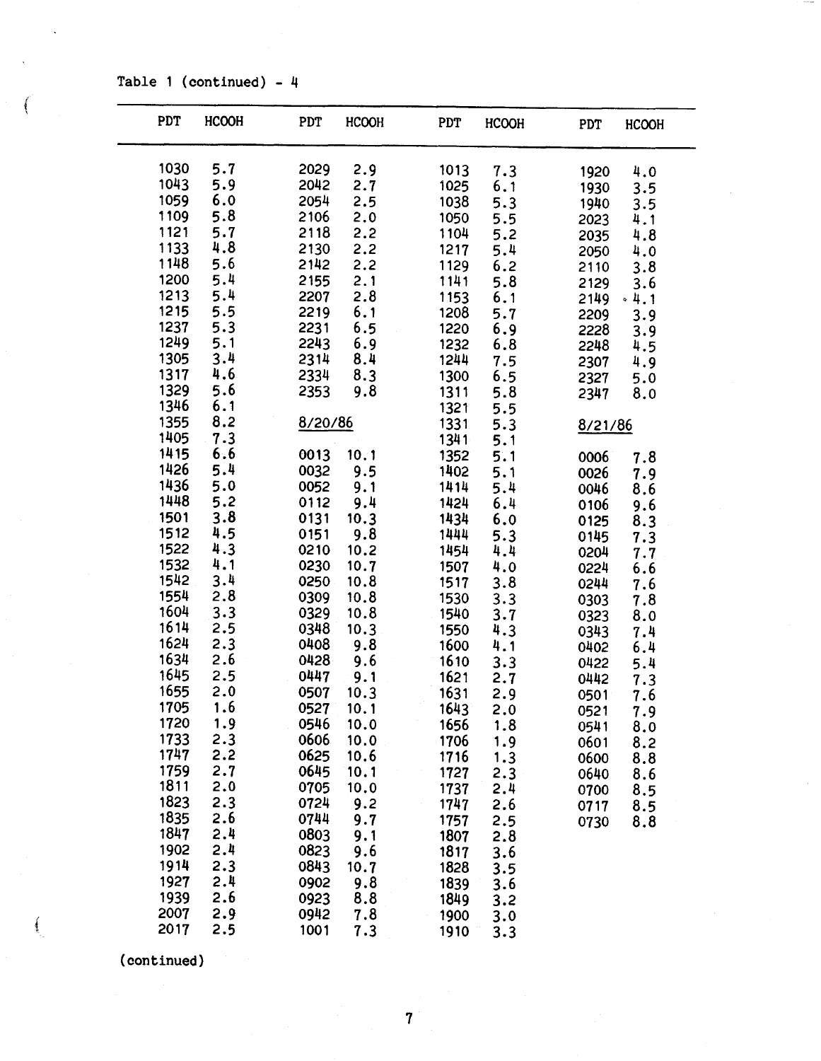Table 1 (continued) - 4

| PDT | HCOOH | PDT | HCOOH | PDT | HCOOH | PDT | HCOOH |
|---|---|---|---|---|---|---|---|
| 1030 | 5.7 | 2029 | 2.9 | 1013 | 7.3 | 1920 | 4.0 |
| 1043 | 5.9 | 2042 | 2.7 | 1025 | 6.1 | 1930 | 3.5 |
| 1059 | 6.0 | 2054 | 2.5 | 1038 | 5.3 | 1940 | 3.5 |
| 1109 | 5.8 | 2106 | 2.0 | 1050 | 5.5 | 2023 | 4.1 |
| 1121 | 5.7 | 2118 | 2.2 | 1104 | 5.2 | 2035 | 4.8 |
| 1133 | 4.8 | 2130 | 2.2 | 1217 | 5.4 | 2050 | 4.0 |
| 1148 | 5.6 | 2142 | 2.2 | 1129 | 6.2 | 2110 | 3.8 |
| 1200 | 5.4 | 2155 | 2.1 | 1141 | 5.8 | 2129 | 3.6 |
| 1213 | 5.4 | 2207 | 2.8 | 1153 | 6.1 | 2149 | 4.1 |
| 1215 | 5.5 | 2219 | 6.1 | 1208 | 5.7 | 2209 | 3.9 |
| 1237 | 5.3 | 2231 | 6.5 | 1220 | 6.9 | 2228 | 3.9 |
| 1249 | 5.1 | 2243 | 6.9 | 1232 | 6.8 | 2248 | 4.5 |
| 1305 | 3.4 | 2314 | 8.4 | 1244 | 7.5 | 2307 | 4.9 |
| 1317 | 4.6 | 2334 | 8.3 | 1300 | 6.5 | 2327 | 5.0 |
| 1329 | 5.6 | 2353 | 9.8 | 1311 | 5.8 | 2347 | 8.0 |
| 1346 | 6.1 | | | 1321 | 5.5 | | |
| 1355 | 8.2 | 8/20/86 | | 1331 | 5.3 | 8/21/86 | |
| 1405 | 7.3 | | | 1341 | 5.1 | | |
| 1415 | 6.6 | 0013 | 10.1 | 1352 | 5.1 | 0006 | 7.8 |
| 1426 | 5.4 | 0032 | 9.5 | 1402 | 5.1 | 0026 | 7.9 |
| 1436 | 5.0 | 0052 | 9.1 | 1414 | 5.4 | 0046 | 8.6 |
| 1448 | 5.2 | 0112 | 9.4 | 1424 | 6.4 | 0106 | 9.6 |
| 1501 | 3.8 | 0131 | 10.3 | 1434 | 6.0 | 0125 | 8.3 |
| 1512 | 4.5 | 0151 | 9.8 | 1444 | 5.3 | 0145 | 7.3 |
| 1522 | 4.3 | 0210 | 10.2 | 1454 | 4.4 | 0204 | 7.7 |
| 1532 | 4.1 | 0230 | 10.7 | 1507 | 4.0 | 0224 | 6.6 |
| 1542 | 3.4 | 0250 | 10.8 | 1517 | 3.8 | 0244 | 7.6 |
| 1554 | 2.8 | 0309 | 10.8 | 1530 | 3.3 | 0303 | 7.8 |
| 1604 | 3.3 | 0329 | 10.8 | 1540 | 3.7 | 0323 | 8.0 |
| 1614 | 2.5 | 0348 | 10.3 | 1550 | 4.3 | 0343 | 7.4 |
| 1624 | 2.3 | 0408 | 9.8 | 1600 | 4.1 | 0402 | 6.4 |
| 1634 | 2.6 | 0428 | 9.6 | 1610 | 3.3 | 0422 | 5.4 |
| 1645 | 2.5 | 0447 | 9.1 | 1621 | 2.7 | 0442 | 7.3 |
| 1655 | 2.0 | 0507 | 10.3 | 1631 | 2.9 | 0501 | 7.6 |
| 1705 | 1.6 | 0527 | 10.1 | 1643 | 2.0 | 0521 | 7.9 |
| 1720 | 1.9 | 0546 | 10.0 | 1656 | 1.8 | 0541 | 8.0 |
| 1733 | 2.3 | 0606 | 10.0 | 1706 | 1.9 | 0601 | 8.2 |
| 1747 | 2.2 | 0625 | 10.6 | 1716 | 1.3 | 0600 | 8.8 |
| 1759 | 2.7 | 0645 | 10.1 | 1727 | 2.3 | 0640 | 8.6 |
| 1811 | 2.0 | 0705 | 10.0 | 1737 | 2.4 | 0700 | 8.5 |
| 1823 | 2.3 | 0724 | 9.2 | 1747 | 2.6 | 0717 | 8.5 |
| 1835 | 2.6 | 0744 | 9.7 | 1757 | 2.5 | 0730 | 8.8 |
| 1847 | 2.4 | 0803 | 9.1 | 1807 | 2.8 | | |
| 1902 | 2.4 | 0823 | 9.6 | 1817 | 3.6 | | |
| 1914 | 2.3 | 0843 | 10.7 | 1828 | 3.5 | | |
| 1927 | 2.4 | 0902 | 9.8 | 1839 | 3.6 | | |
| 1939 | 2.6 | 0923 | 8.8 | 1849 | 3.2 | | |
| 2007 | 2.9 | 0942 | 7.8 | 1900 | 3.0 | | |
| 2017 | 2.5 | 1001 | 7.3 | 1910 | 3.3 | | |

(continued)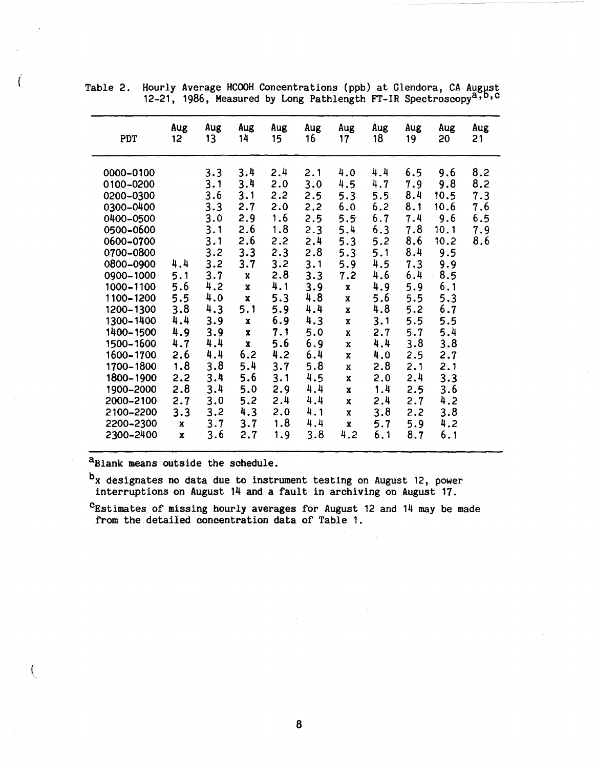Table 2. Hourly Average HCOOH Concentrations (ppb) at Glendora, CA August 12-21, 1986, Measured by Long Pathlength FT-IR Spectroscopy[a,b,c]

| PDT | Aug 12 | Aug 13 | Aug 14 | Aug 15 | Aug 16 | Aug 17 | Aug 18 | Aug 19 | Aug 20 | Aug 21 |
|---|---|---|---|---|---|---|---|---|---|---|
| 0000-0100 | | 3.3 | 3.4 | 2.4 | 2.1 | 4.0 | 4.4 | 6.5 | 9.6 | 8.2 |
| 0100-0200 | | 3.1 | 3.4 | 2.0 | 3.0 | 4.5 | 4.7 | 7.9 | 9.8 | 8.2 |
| 0200-0300 | | 3.6 | 3.1 | 2.2 | 2.5 | 5.3 | 5.5 | 8.4 | 10.5 | 7.3 |
| 0300-0400 | | 3.3 | 2.7 | 2.0 | 2.2 | 6.0 | 6.2 | 8.1 | 10.6 | 7.6 |
| 0400-0500 | | 3.0 | 2.9 | 1.6 | 2.5 | 5.5 | 6.7 | 7.4 | 9.6 | 6.5 |
| 0500-0600 | | 3.1 | 2.6 | 1.8 | 2.3 | 5.4 | 6.3 | 7.8 | 10.1 | 7.9 |
| 0600-0700 | | 3.1 | 2.6 | 2.2 | 2.4 | 5.3 | 5.2 | 8.6 | 10.2 | 8.6 |
| 0700-0800 | | 3.2 | 3.3 | 2.3 | 2.8 | 5.3 | 5.1 | 8.4 | 9.5 | |
| 0800-0900 | 4.4 | 3.2 | 3.7 | 3.2 | 3.1 | 5.9 | 4.5 | 7.3 | 9.9 | |
| 0900-1000 | 5.1 | 3.7 | x | 2.8 | 3.3 | 7.2 | 4.6 | 6.4 | 8.5 | |
| 1000-1100 | 5.6 | 4.2 | x | 4.1 | 3.9 | x | 4.9 | 5.9 | 6.1 | |
| 1100-1200 | 5.5 | 4.0 | x | 5.3 | 4.8 | x | 5.6 | 5.5 | 5.3 | |
| 1200-1300 | 3.8 | 4.3 | 5.1 | 5.9 | 4.4 | x | 4.8 | 5.2 | 6.7 | |
| 1300-1400 | 4.4 | 3.9 | x | 6.9 | 4.3 | x | 3.1 | 5.5 | 5.5 | |
| 1400-1500 | 4.9 | 3.9 | x | 7.1 | 5.0 | x | 2.7 | 5.7 | 5.4 | |
| 1500-1600 | 4.7 | 4.4 | x | 5.6 | 6.9 | x | 4.4 | 3.8 | 3.8 | |
| 1600-1700 | 2.6 | 4.4 | 6.2 | 4.2 | 6.4 | x | 4.0 | 2.5 | 2.7 | |
| 1700-1800 | 1.8 | 3.8 | 5.4 | 3.7 | 5.8 | x | 2.8 | 2.1 | 2.1 | |
| 1800-1900 | 2.2 | 3.4 | 5.6 | 3.1 | 4.5 | x | 2.0 | 2.4 | 3.3 | |
| 1900-2000 | 2.8 | 3.4 | 5.0 | 2.9 | 4.4 | x | 1.4 | 2.5 | 3.6 | |
| 2000-2100 | 2.7 | 3.0 | 5.2 | 2.4 | 4.4 | x | 2.4 | 2.7 | 4.2 | |
| 2100-2200 | 3.3 | 3.2 | 4.3 | 2.0 | 4.1 | x | 3.8 | 2.2 | 3.8 | |
| 2200-2300 | x | 3.7 | 3.7 | 1.8 | 4.4 | x | 5.7 | 5.9 | 4.2 | |
| 2300-2400 | x | 3.6 | 2.7 | 1.9 | 3.8 | 4.2 | 6.1 | 8.7 | 6.1 | |

[a]Blank means outside the schedule.

[b]x designates no data due to instrument testing on August 12, power interruptions on August 14 and a fault in archiving on August 17.

[c]Estimates of missing hourly averages for August 12 and 14 may be made from the detailed concentration data of Table 1.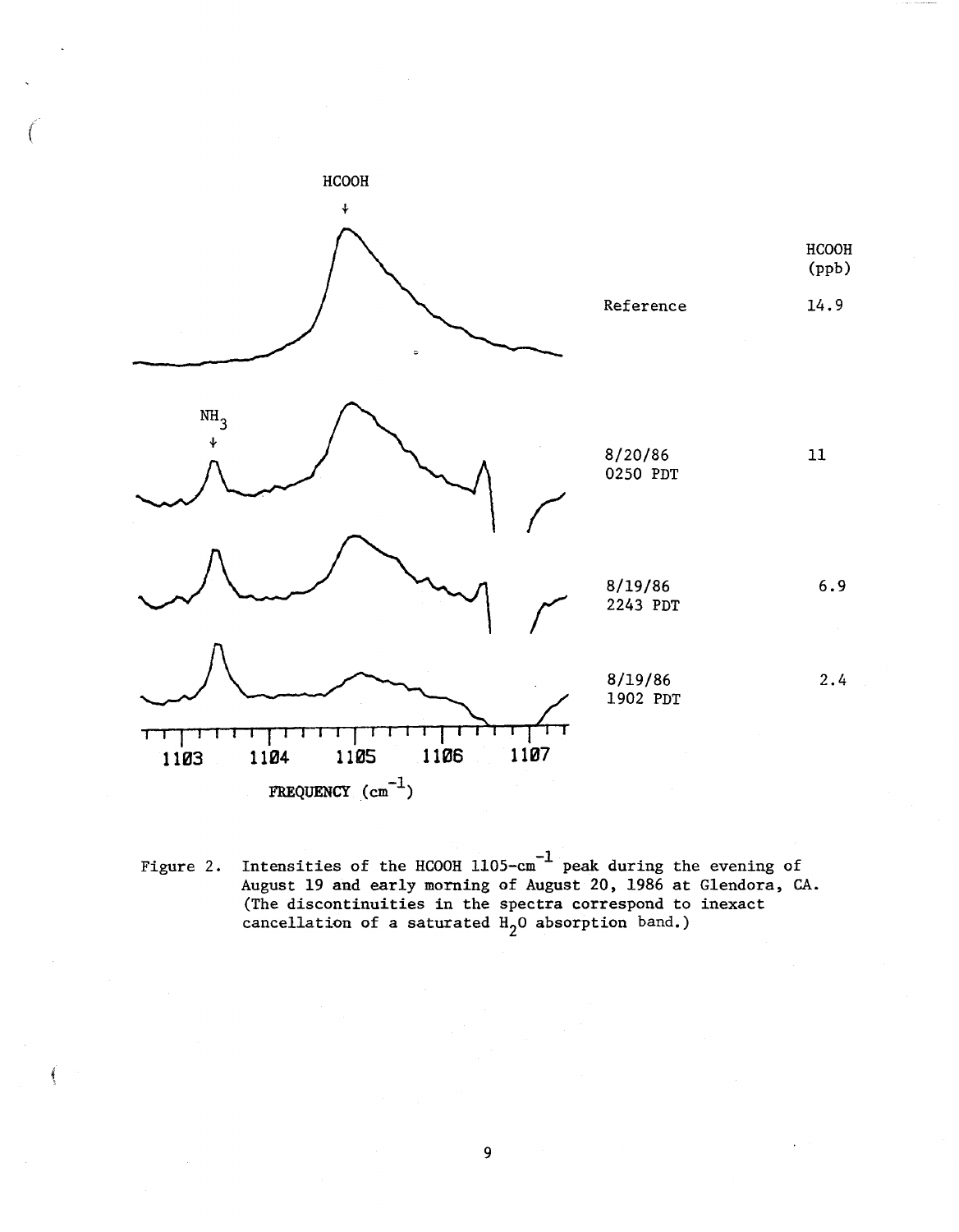Figure 2. Intensities of the HCOOH 1105-$cm^{-1}$ peak during the evening of August 19 and early morning of August 20, 1986 at Glendora, CA. (The discontinuities in the spectra correspond to inexact cancellation of a saturated $H_2O$ absorption band.)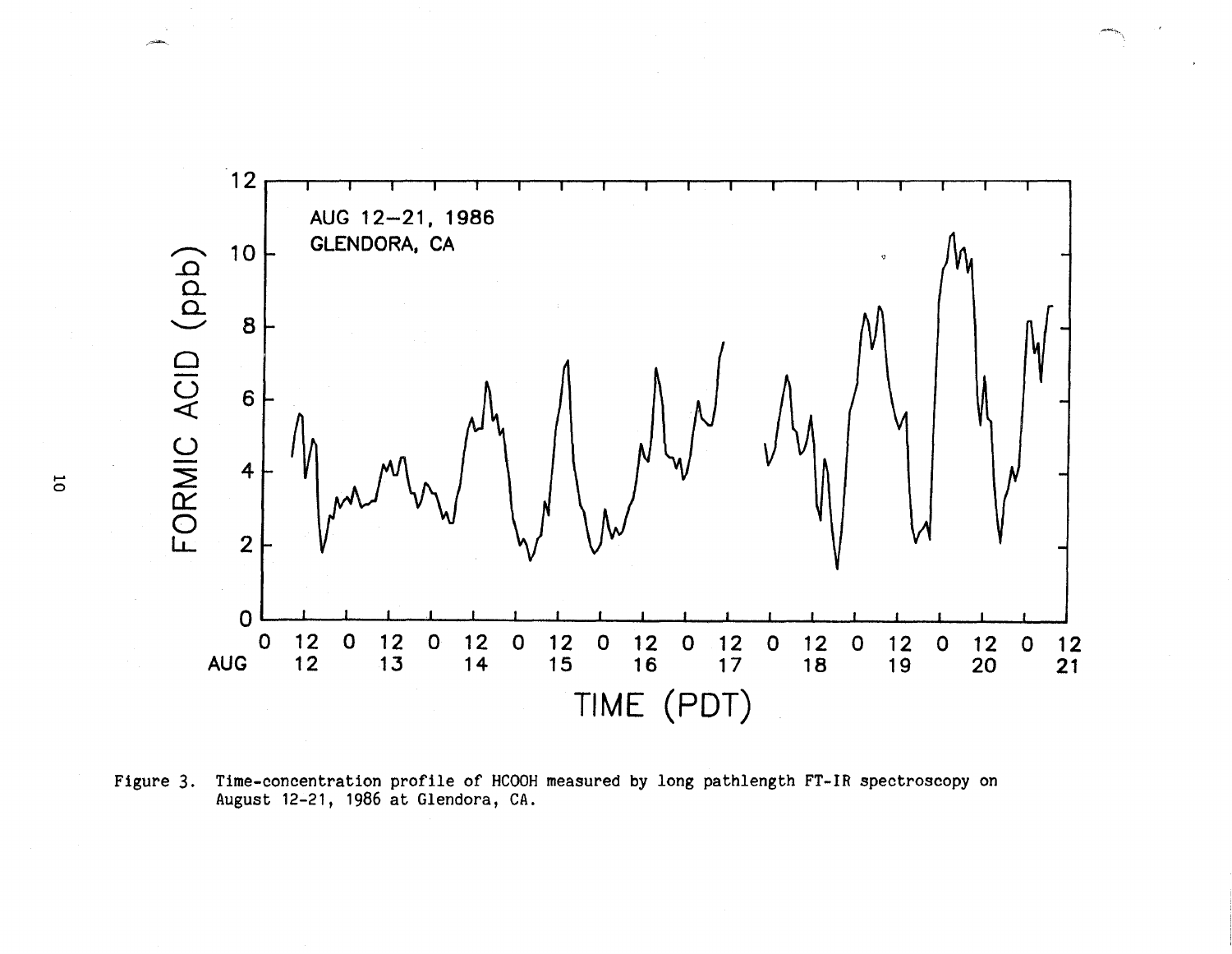Figure 3. Time-concentration profile of HCOOH measured by long pathlength FT-IR spectroscopy on August 12-21, 1986 at Glendora, CA.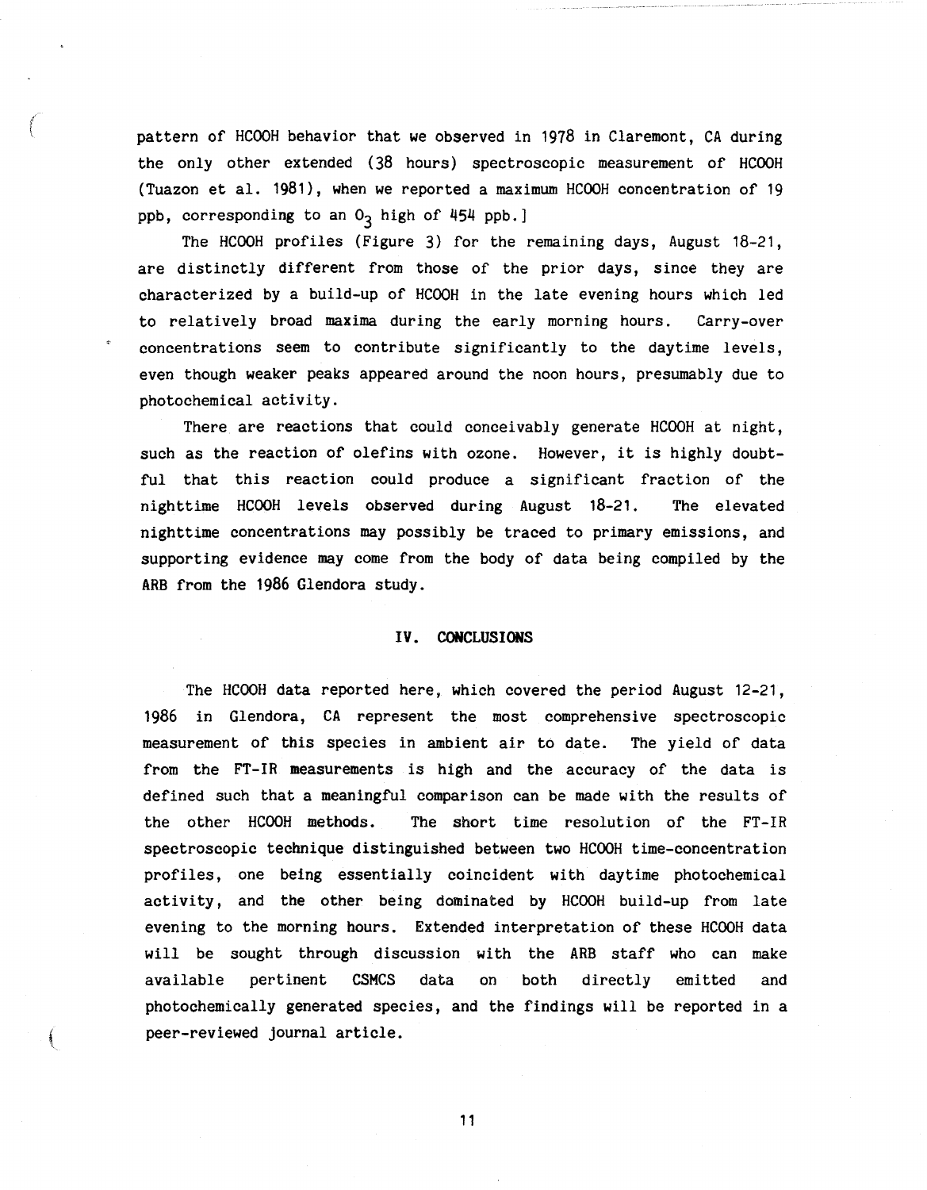pattern of HCOOH behavior that we observed in 1978 in Claremont, CA during the only other extended (38 hours) spectroscopic measurement of HCOOH (Tuazon et al. 1981), when we reported a maximum HCOOH concentration of 19 ppb, corresponding to an $O_3$ high of 454 ppb.]

The HCOOH profiles (Figure 3) for the remaining days, August 18-21, are distinctly different from those of the prior days, since they are characterized by a build-up of HCOOH in the late evening hours which led to relatively broad maxima during the early morning hours. Carry-over concentrations seem to contribute significantly to the daytime levels, even though weaker peaks appeared around the noon hours, presumably due to photochemical activity.

There are reactions that could conceivably generate HCOOH at night, such as the reaction of olefins with ozone. However, it is highly doubtful that this reaction could produce a significant fraction of the nighttime HCOOH levels observed during August 18-21. The elevated nighttime concentrations may possibly be traced to primary emissions, and supporting evidence may come from the body of data being compiled by the ARB from the 1986 Glendora study.

## IV. CONCLUSIONS

The HCOOH data reported here, which covered the period August 12-21, 1986 in Glendora, CA represent the most comprehensive spectroscopic measurement of this species in ambient air to date. The yield of data from the FT-IR measurements is high and the accuracy of the data is defined such that a meaningful comparison can be made with the results of the other HCOOH methods. The short time resolution of the FT-IR spectroscopic technique distinguished between two HCOOH time-concentration profiles, one being essentially coincident with daytime photochemical activity, and the other being dominated by HCOOH build-up from late evening to the morning hours. Extended interpretation of these HCOOH data will be sought through discussion with the ARB staff who can make available pertinent CSMCS data on both directly emitted and photochemically generated species, and the findings will be reported in a peer-reviewed journal article.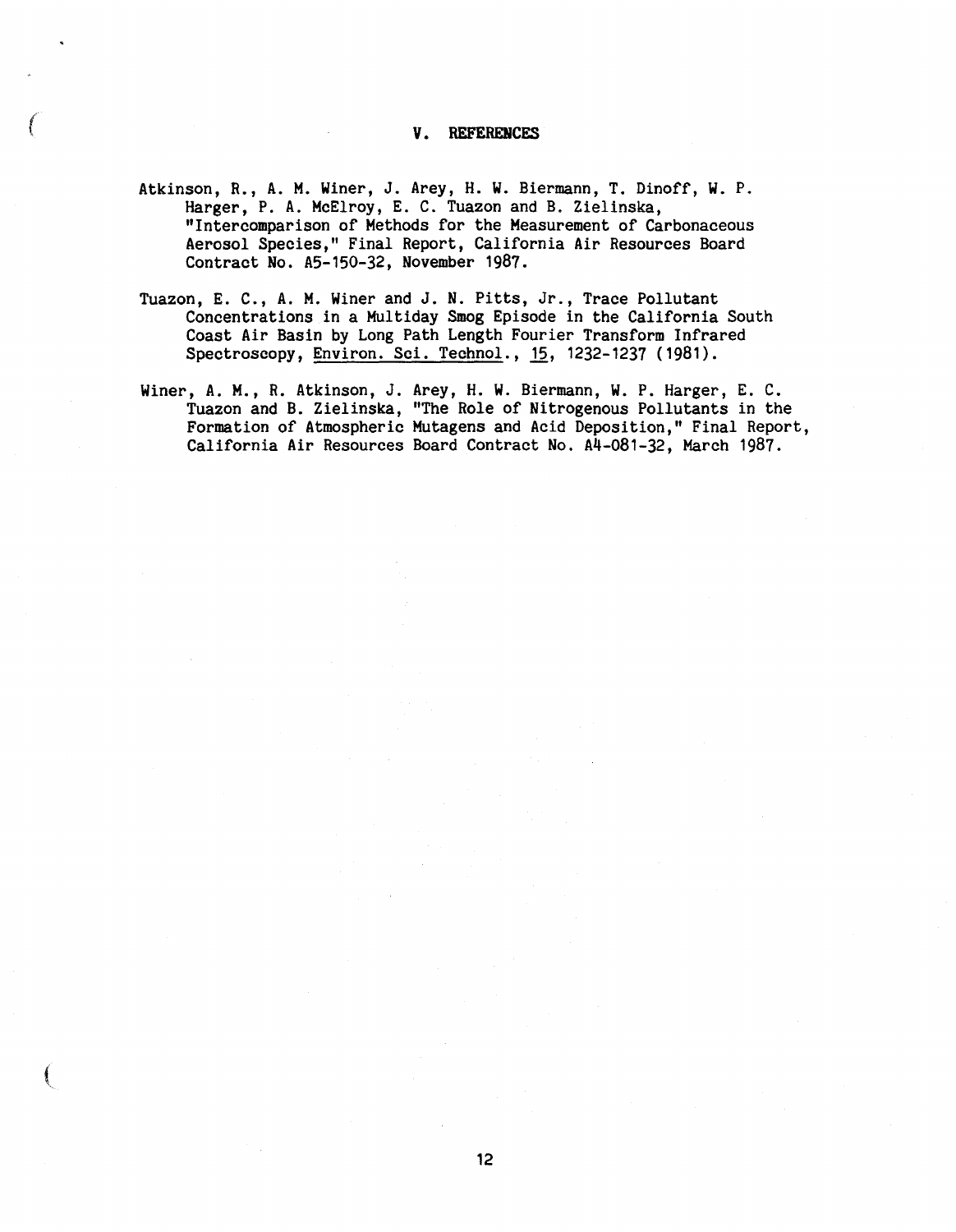## V. REFERENCES

Atkinson, R., A. M. Winer, J. Arey, H. W. Biermann, T. Dinoff, W. P. Harger, P. A. McElroy, E. C. Tuazon and B. Zielinska, "Intercomparison of Methods for the Measurement of Carbonaceous Aerosol Species," Final Report, California Air Resources Board Contract No. A5-150-32, November 1987.

Tuazon, E. C., A. M. Winer and J. N. Pitts, Jr., Trace Pollutant Concentrations in a Multiday Smog Episode in the California South Coast Air Basin by Long Path Length Fourier Transform Infrared Spectroscopy, Environ. Sci. Technol., 15, 1232-1237 (1981).

Winer, A. M., R. Atkinson, J. Arey, H. W. Biermann, W. P. Harger, E. C. Tuazon and B. Zielinska, "The Role of Nitrogenous Pollutants in the Formation of Atmospheric Mutagens and Acid Deposition," Final Report, California Air Resources Board Contract No. A4-081-32, March 1987.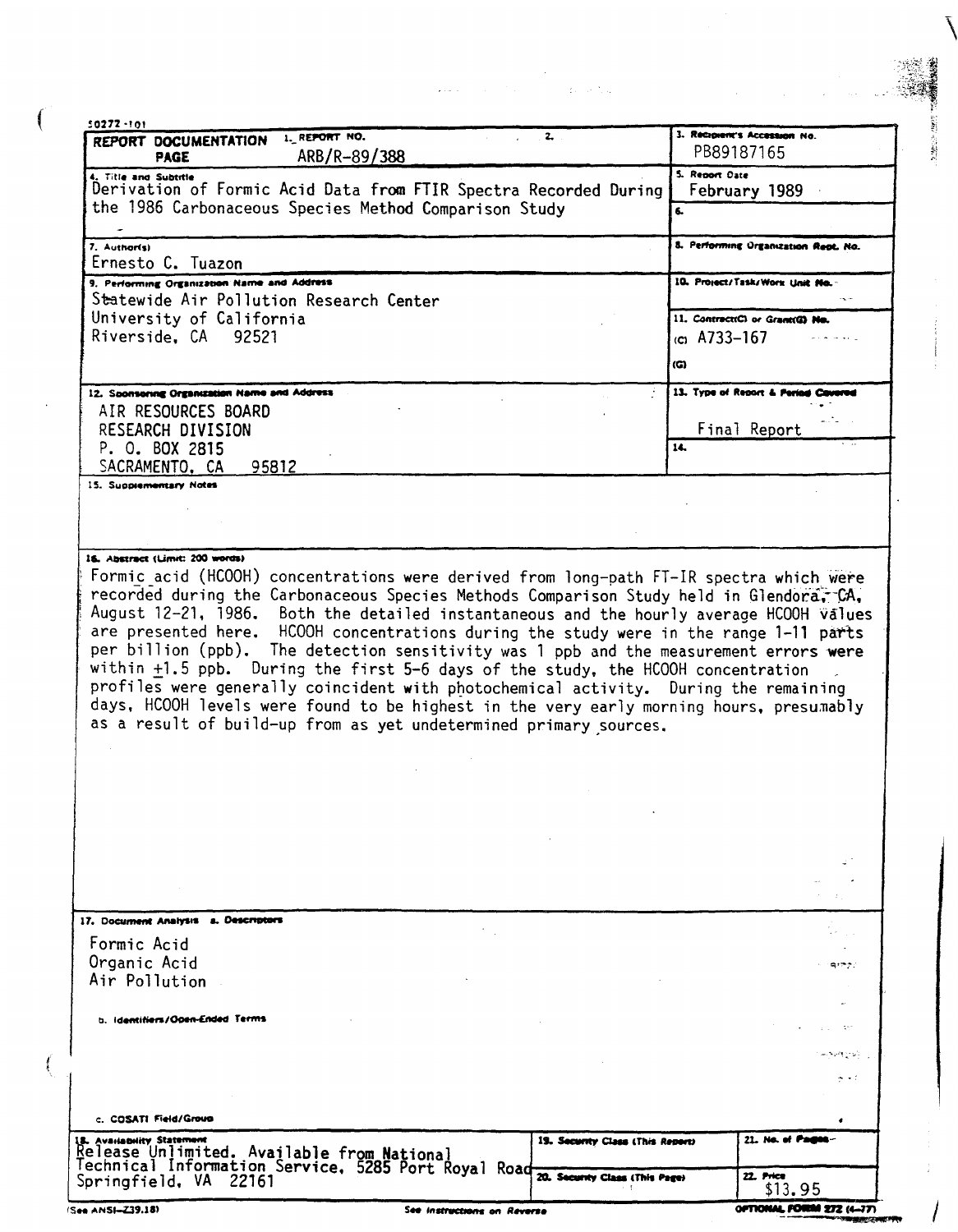50272-101

| REPORT DOCUMENTATION PAGE | 1. REPORT NO. ARB/R-89/388 | 2. | 3. Recipient's Accession No. PB89187165 |
|---|---|---|---|

**4. Title and Subtitle**
Derivation of Formic Acid Data from FTIR Spectra Recorded During the 1986 Carbonaceous Species Method Comparison Study

**5. Report Date**
February 1989

**6.**

**7. Author(s)**
Ernesto C. Tuazon

**8. Performing Organization Rept. No.**

**9. Performing Organization Name and Address**
Statewide Air Pollution Research Center
University of California
Riverside, CA 92521

**10. Project/Task/Work Unit No.**

**11. Contract(C) or Grant(G) No.**
(C) A733-167
(G)

**12. Sponsoring Organization Name and Address**
AIR RESOURCES BOARD
RESEARCH DIVISION
P. O. BOX 2815
SACRAMENTO, CA 95812

**13. Type of Report & Period Covered**
Final Report

**14.**

**15. Supplementary Notes**

**16. Abstract (Limit: 200 words)**

Formic acid (HCOOH) concentrations were derived from long-path FT-IR spectra which were recorded during the Carbonaceous Species Methods Comparison Study held in Glendora, CA, August 12-21, 1986. Both the detailed instantaneous and the hourly average HCOOH values are presented here. HCOOH concentrations during the study were in the range 1-11 parts per billion (ppb). The detection sensitivity was 1 ppb and the measurement errors were within $\pm$1.5 ppb. During the first 5-6 days of the study, the HCOOH concentration profiles were generally coincident with photochemical activity. During the remaining days, HCOOH levels were found to be highest in the very early morning hours, presumably as a result of build-up from as yet undetermined primary sources.

**17. Document Analysis a. Descriptors**

Formic Acid
Organic Acid
Air Pollution

b. Identifiers/Open-Ended Terms

c. COSATI Field/Group

| 18. Availability Statement | 19. Security Class (This Report) | 21. No. of Pages |
|---|---|---|
| Release Unlimited. Available from National Technical Information Service, 5285 Port Royal Road Springfield, VA 22161 | 20. Security Class (This Page) | 22. Price $13.95 |

(See ANSI-Z39.18) See Instructions on Reverse OPTIONAL FORM 272 (4-77)